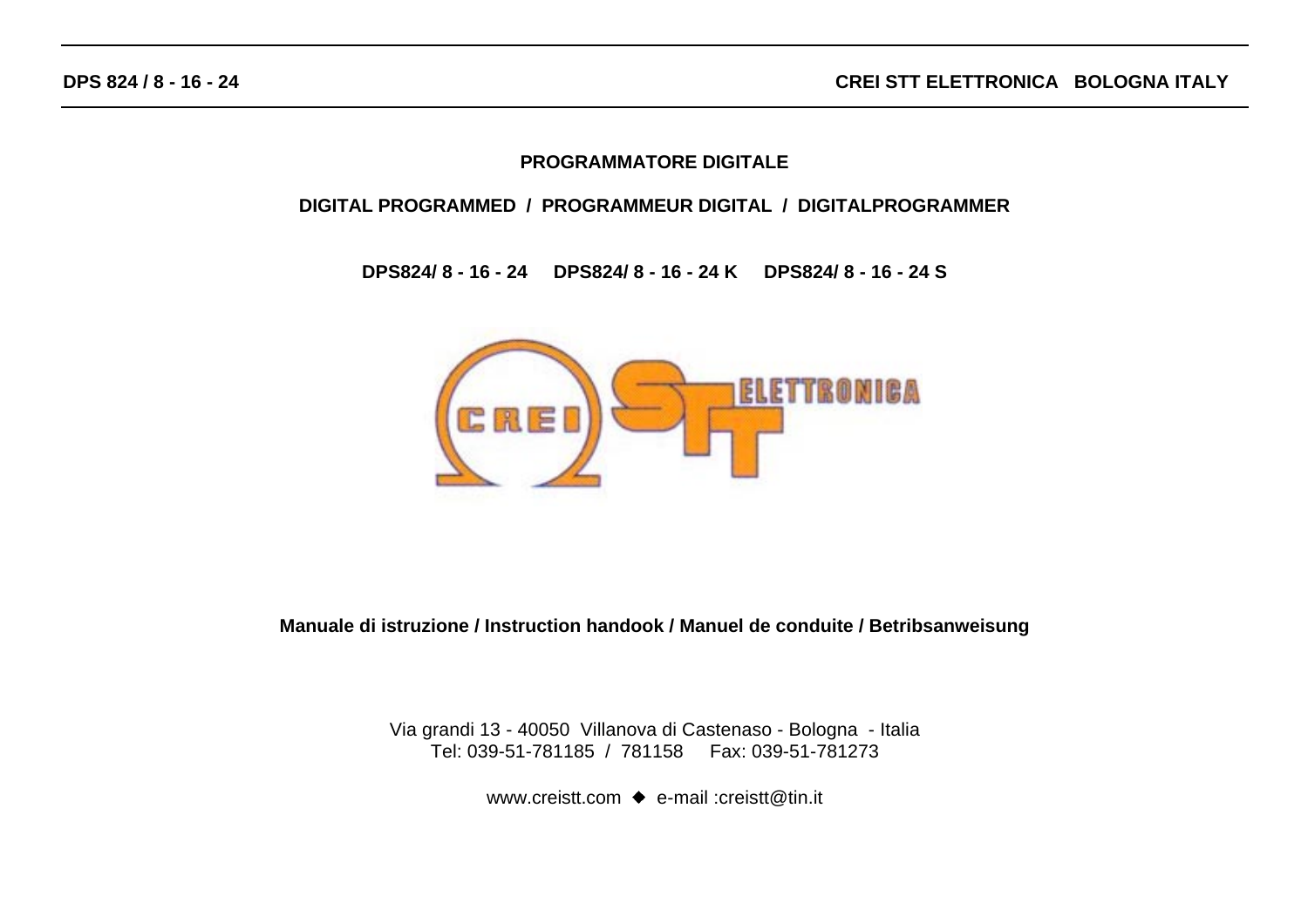DPS 824 / 8 - 16 - 24

CREI STT ELETTRONICA   BOLOGNA ITALY

# PROGRAMMATORE DIGITALE

## DIGITAL PROGRAMMED  /  PROGRAMMEUR DIGITAL  /  DIGITALPROGRAMMER

**DPS824/ 8 - 16 - 24     DPS824/ 8 - 16 - 24 K     DPS824/ 8 - 16 - 24 S**

**Manuale di istruzione / Instruction handook / Manuel de conduite / Betribsanweisung**

Via grandi 13 - 40050  Villanova di Castenaso - Bologna  - Italia
Tel: 039-51-781185  /  781158     Fax: 039-51-781273

www.creistt.com  ◆  e-mail :creistt@tin.it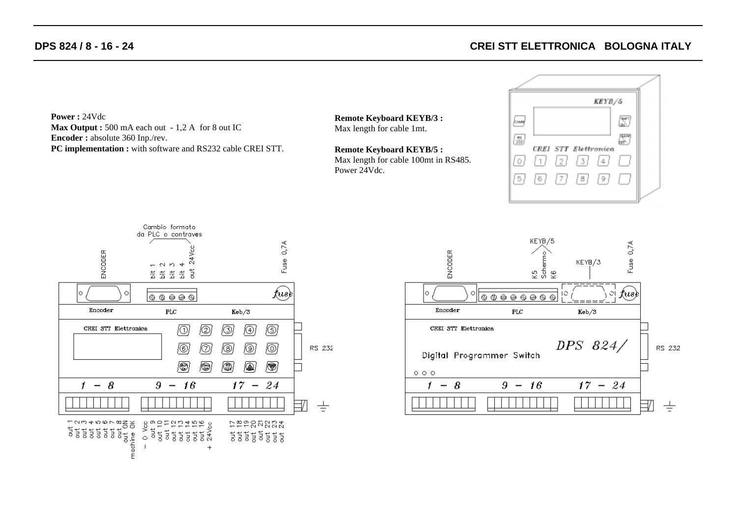**Power :** 24Vdc
**Max Output :** 500 mA each out - 1,2 A for 8 out IC
**Encoder :** absolute 360 Inp./rev.
**PC implementation :** with software and RS232 cable CREI STT.

**Remote Keyboard KEYB/3 :**
Max length for cable 1mt.

**Remote Keyboard KEYB/5 :**
Max length for cable 100mt in RS485.
Power 24Vdc.

KEYB/5

CREI STT Elettronica

Cambio formato da PLC o contraves

ENCODER

bit 1 bit 2 bit 3 bit 4 out 24Vcc

Fuse 0,7A

Encoder PLC Keb/3

CREI STT Elettronica

RS 232

1 - 8 9 - 16 17 - 24

out 1 out 2 out 3 out 4 out 5 out 6 out 7 out 8 out ON machine OK – 0 Vcc out 9 out 10 out 11 out 12 out 13 out 14 out 15 out 16 24Vcc + out 17 out 18 out 19 out 20 out 21 out 22 out 23 out 24

KEYB/5

ENCODER

K5 Schermo K6

KEYB/3

Fuse 0,7A

Encoder PLC Keb/3

CREI STT Elettronica

DPS 824/

Digital Programmer Switch

RS 232

1 - 8 9 - 16 17 - 24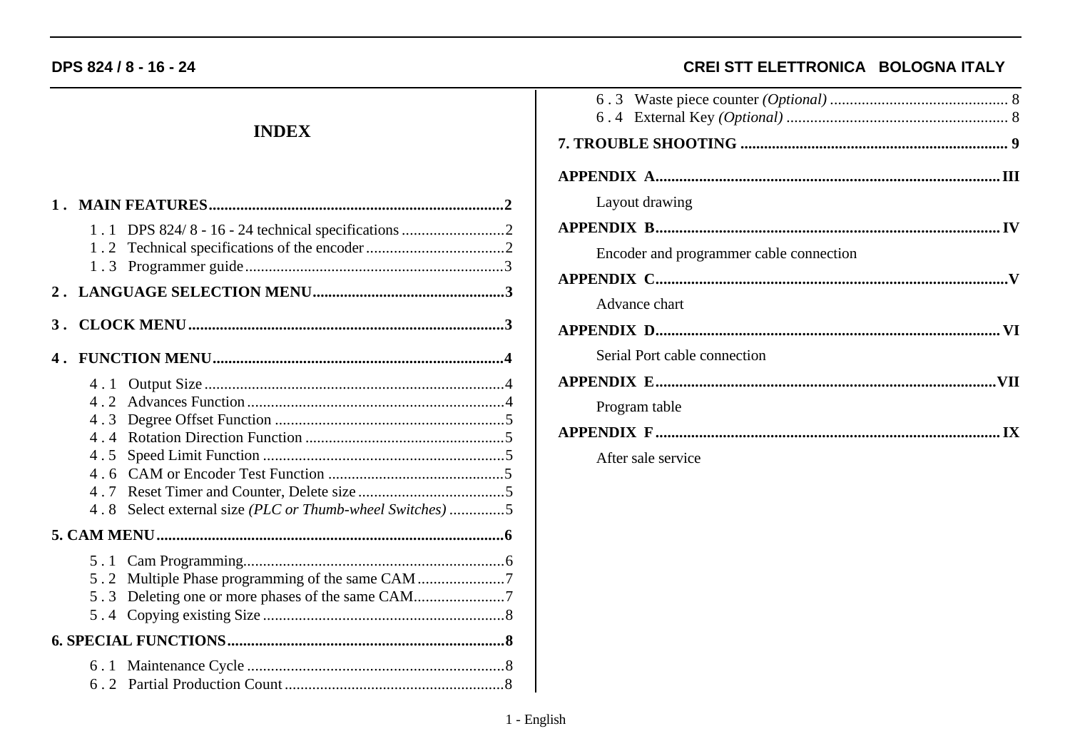# INDEX

**1 . MAIN FEATURES..........................................................................2**

1 . 1 DPS 824/ 8 - 16 - 24 technical specifications ..........................2
1 . 2 Technical specifications of the encoder ...................................2
1 . 3 Programmer guide.................................................................3

**2 . LANGUAGE SELECTION MENU................................................3**

**3 . CLOCK MENU................................................................................3**

**4 . FUNCTION MENU.........................................................................4**

4 . 1 Output Size ...........................................................................4
4 . 2 Advances Function.................................................................4
4 . 3 Degree Offset Function ..........................................................5
4 . 4 Rotation Direction Function ...................................................5
4 . 5 Speed Limit Function .............................................................5
4 . 6 CAM or Encoder Test Function .............................................5
4 . 7 Reset Timer and Counter, Delete size .....................................5
4 . 8 Select external size *(PLC or Thumb-wheel Switches)* .............5

**5. CAM MENU.......................................................................................6**

5 . 1 Cam Programming..................................................................6
5 . 2 Multiple Phase programming of the same CAM ......................7
5 . 3 Deleting one or more phases of the same CAM.......................7
5 . 4 Copying existing Size .............................................................8

**6. SPECIAL FUNCTIONS.....................................................................8**

6 . 1 Maintenance Cycle .................................................................8
6 . 2 Partial Production Count .......................................................8
6 . 3 Waste piece counter *(Optional)* ............................................ 8
6 . 4 External Key *(Optional)* ....................................................... 8

**7. TROUBLE SHOOTING ................................................................... 9**

**APPENDIX A.......................................................................................III**

Layout drawing

**APPENDIX B.......................................................................................IV**

Encoder and programmer cable connection

**APPENDIX C.........................................................................................V**

Advance chart

**APPENDIX D.......................................................................................VI**

Serial Port cable connection

**APPENDIX E......................................................................................VII**

Program table

**APPENDIX F.......................................................................................IX**

After sale service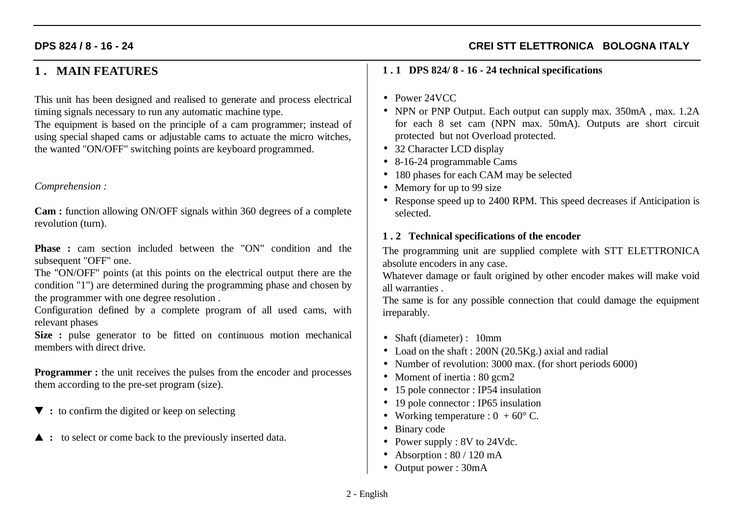## 1 . MAIN FEATURES

This unit has been designed and realised to generate and process electrical timing signals necessary to run any automatic machine type.
The equipment is based on the principle of a cam programmer; instead of using special shaped cams or adjustable cams to actuate the micro witches, the wanted "ON/OFF" switching points are keyboard programmed.

*Comprehension :*

**Cam :** function allowing ON/OFF signals within 360 degrees of a complete revolution (turn).

**Phase :** cam section included between the "ON" condition and the subsequent "OFF" one.
The "ON/OFF" points (at this points on the electrical output there are the condition "1") are determined during the programming phase and chosen by the programmer with one degree resolution .
Configuration defined by a complete program of all used cams, with relevant phases
**Size :** pulse generator to be fitted on continuous motion mechanical members with direct drive.

**Programmer :** the unit receives the pulses from the encoder and processes them according to the pre-set program (size).

▼ **:** to confirm the digited or keep on selecting

▲ **:** to select or come back to the previously inserted data.

### 1 . 1 DPS 824/ 8 - 16 - 24 technical specifications

- Power 24VCC
- NPN or PNP Output. Each output can supply max. 350mA , max. 1.2A for each 8 set cam (NPN max. 50mA). Outputs are short circuit protected but not Overload protected.
- 32 Character LCD display
- 8-16-24 programmable Cams
- 180 phases for each CAM may be selected
- Memory for up to 99 size
- Response speed up to 2400 RPM. This speed decreases if Anticipation is selected.

### 1 . 2 Technical specifications of the encoder

The programming unit are supplied complete with STT ELETTRONICA absolute encoders in any case.
Whatever damage or fault origined by other encoder makes will make void all warranties .
The same is for any possible connection that could damage the equipment irreparably.

- Shaft (diameter) : 10mm
- Load on the shaft : 200N (20.5Kg.) axial and radial
- Number of revolution: 3000 max. (for short periods 6000)
- Moment of inertia : 80 gcm2
- 15 pole connector : IP54 insulation
- 19 pole connector : IP65 insulation
- Working temperature : 0 + 60° C.
- Binary code
- Power supply : 8V to 24Vdc.
- Absorption : 80 / 120 mA
- Output power : 30mA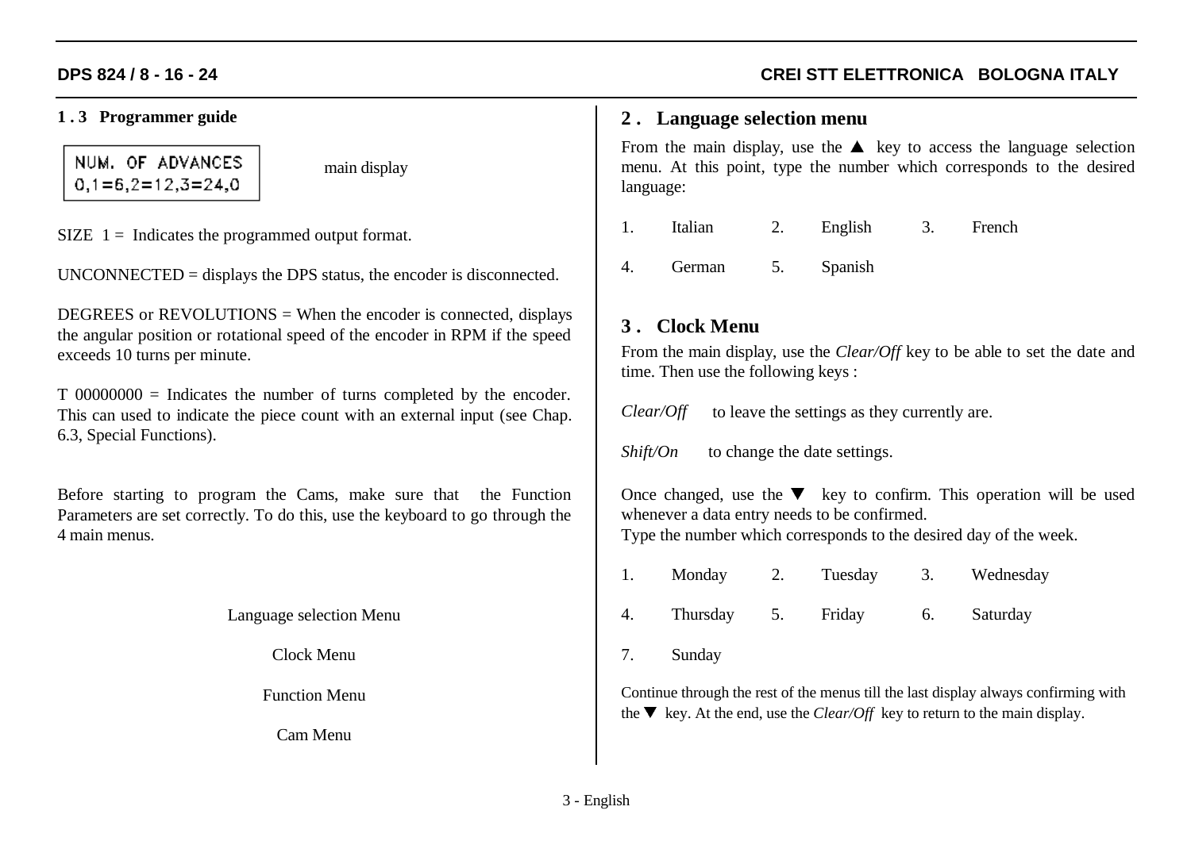### 1 . 3 Programmer guide

```
NUM. OF ADVANCES
0,1=6,2=12,3=24,0
```

main display

SIZE 1 = Indicates the programmed output format.

UNCONNECTED = displays the DPS status, the encoder is disconnected.

DEGREES or REVOLUTIONS = When the encoder is connected, displays the angular position or rotational speed of the encoder in RPM if the speed exceeds 10 turns per minute.

T 00000000 = Indicates the number of turns completed by the encoder. This can used to indicate the piece count with an external input (see Chap. 6.3, Special Functions).

Before starting to program the Cams, make sure that the Function Parameters are set correctly. To do this, use the keyboard to go through the 4 main menus.

Language selection Menu

Clock Menu

Function Menu

Cam Menu

## 2 . Language selection menu

From the main display, use the ▲ key to access the language selection menu. At this point, type the number which corresponds to the desired language:

1. Italian
2. English
3. French
4. German
5. Spanish

## 3 . Clock Menu

From the main display, use the *Clear/Off* key to be able to set the date and time. Then use the following keys :

*Clear/Off* to leave the settings as they currently are.

*Shift/On* to change the date settings.

Once changed, use the ▼ key to confirm. This operation will be used whenever a data entry needs to be confirmed.
Type the number which corresponds to the desired day of the week.

1. Monday
2. Tuesday
3. Wednesday
4. Thursday
5. Friday
6. Saturday
7. Sunday

Continue through the rest of the menus till the last display always confirming with the ▼ key. At the end, use the *Clear/Off* key to return to the main display.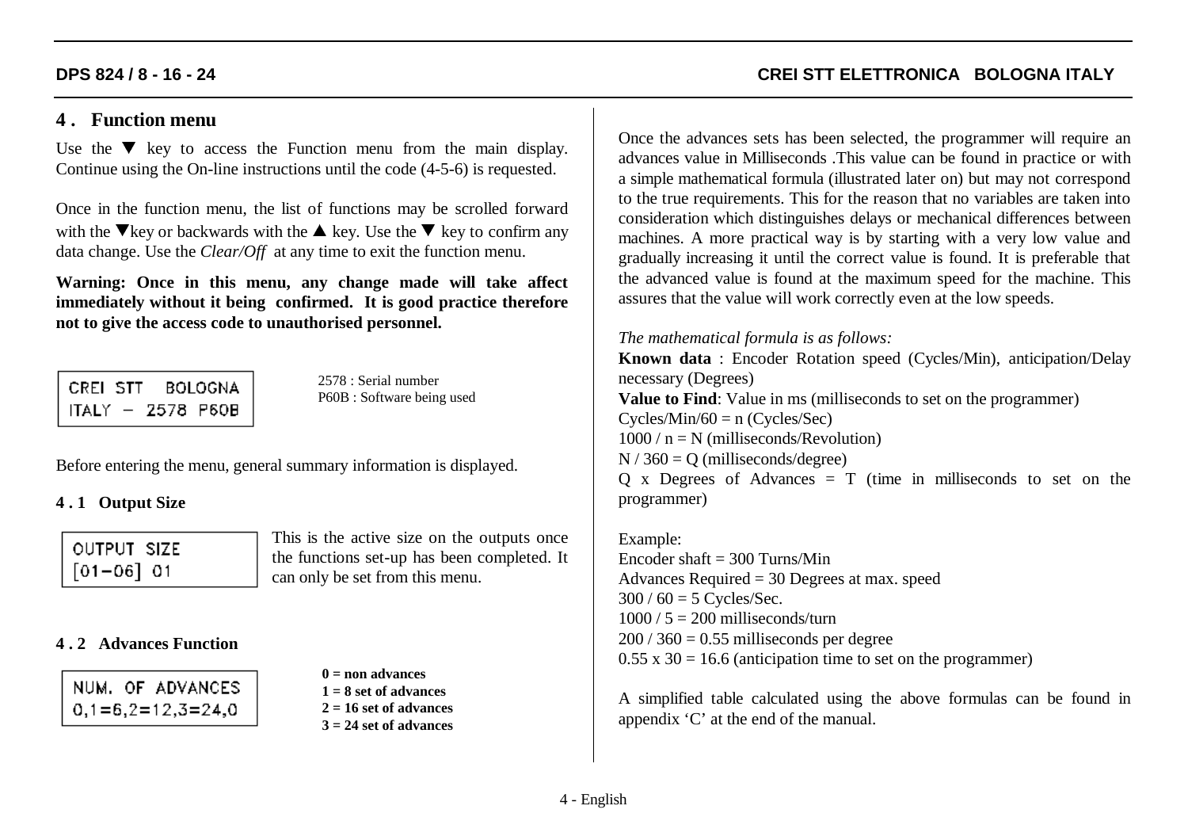## 4 . Function menu

Use the ▼ key to access the Function menu from the main display. Continue using the On-line instructions until the code (4-5-6) is requested.

Once in the function menu, the list of functions may be scrolled forward with the ▼key or backwards with the ▲ key. Use the ▼ key to confirm any data change. Use the *Clear/Off* at any time to exit the function menu.

**Warning: Once in this menu, any change made will take affect immediately without it being confirmed. It is good practice therefore not to give the access code to unauthorised personnel.**

```
CREI STT   BOLOGNA
ITALY – 2578 P60B
```

2578 : Serial number
P60B : Software being used

Before entering the menu, general summary information is displayed.

### 4 . 1 Output Size

```
OUTPUT SIZE
[01–06] 01
```

This is the active size on the outputs once the functions set-up has been completed. It can only be set from this menu.

### 4 . 2 Advances Function

```
NUM. OF ADVANCES
0,1=6,2=12,3=24,0
```

**0 = non advances**
**1 = 8 set of advances**
**2 = 16 set of advances**
**3 = 24 set of advances**

Once the advances sets has been selected, the programmer will require an advances value in Milliseconds .This value can be found in practice or with a simple mathematical formula (illustrated later on) but may not correspond to the true requirements. This for the reason that no variables are taken into consideration which distinguishes delays or mechanical differences between machines. A more practical way is by starting with a very low value and gradually increasing it until the correct value is found. It is preferable that the advanced value is found at the maximum speed for the machine. This assures that the value will work correctly even at the low speeds.

*The mathematical formula is as follows:*

**Known data** : Encoder Rotation speed (Cycles/Min), anticipation/Delay necessary (Degrees)

**Value to Find**: Value in ms (milliseconds to set on the programmer)

Cycles/Min/60 = n (Cycles/Sec)

1000 / n = N (milliseconds/Revolution)

N / 360 = Q (milliseconds/degree)

Q x Degrees of Advances = T (time in milliseconds to set on the programmer)

Example:

Encoder shaft = 300 Turns/Min

Advances Required = 30 Degrees at max. speed

300 / 60 = 5 Cycles/Sec.

1000 / 5 = 200 milliseconds/turn

200 / 360 = 0.55 milliseconds per degree

0.55 x 30 = 16.6 (anticipation time to set on the programmer)

A simplified table calculated using the above formulas can be found in appendix ‘C’ at the end of the manual.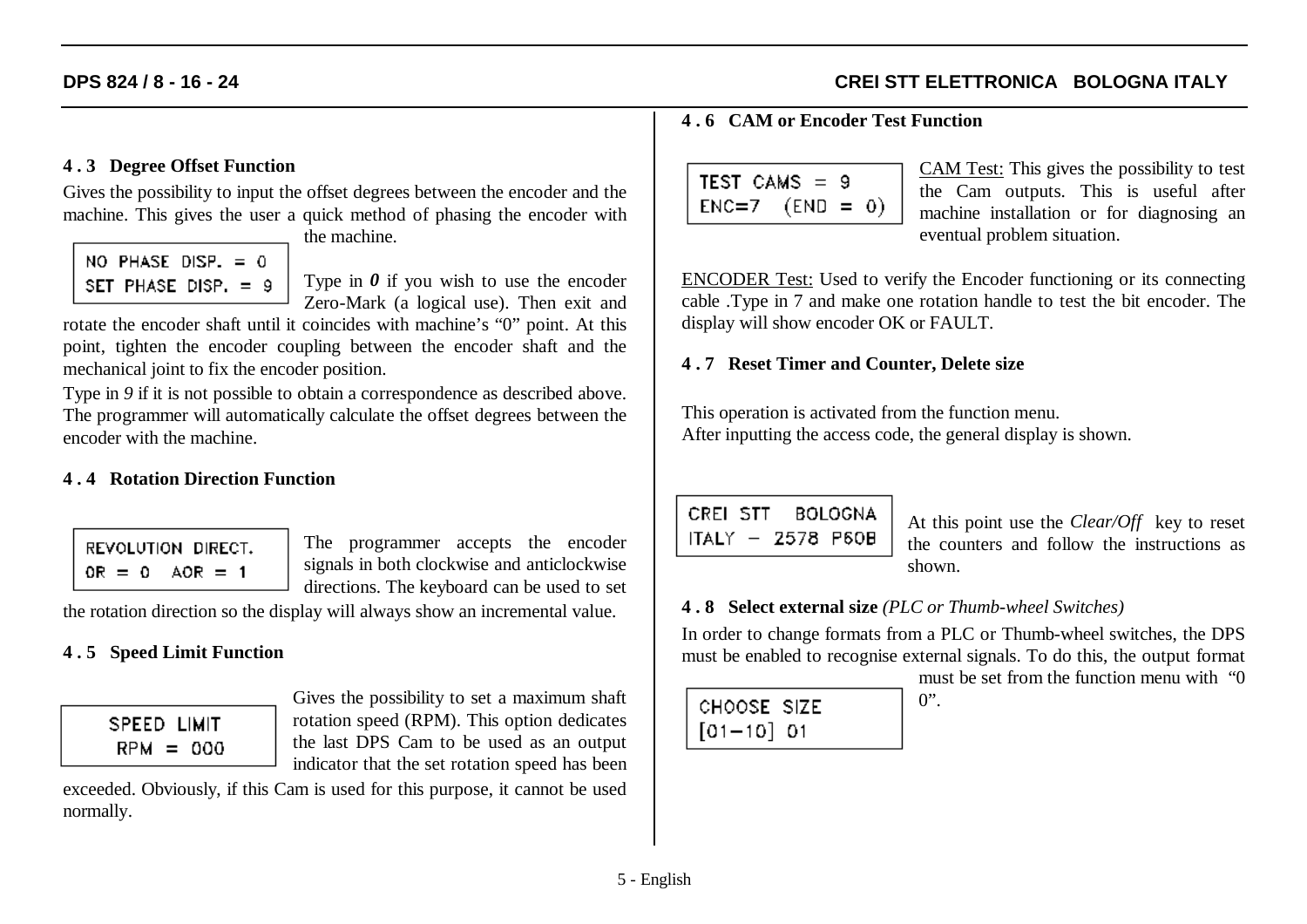### 4 . 3 Degree Offset Function

Gives the possibility to input the offset degrees between the encoder and the machine. This gives the user a quick method of phasing the encoder with the machine.

```
NO PHASE DISP. = 0
SET PHASE DISP. = 9
```

Type in ***0*** if you wish to use the encoder Zero-Mark (a logical use). Then exit and rotate the encoder shaft until it coincides with machine's "0" point. At this point, tighten the encoder coupling between the encoder shaft and the mechanical joint to fix the encoder position.

Type in *9* if it is not possible to obtain a correspondence as described above. The programmer will automatically calculate the offset degrees between the encoder with the machine.

### 4 . 4 Rotation Direction Function

```
REVOLUTION DIRECT.
OR = 0   AOR = 1
```

The programmer accepts the encoder signals in both clockwise and anticlockwise directions. The keyboard can be used to set the rotation direction so the display will always show an incremental value.

### 4 . 5 Speed Limit Function

```
SPEED LIMIT
  RPM = 000
```

Gives the possibility to set a maximum shaft rotation speed (RPM). This option dedicates the last DPS Cam to be used as an output indicator that the set rotation speed has been exceeded. Obviously, if this Cam is used for this purpose, it cannot be used normally.

### 4 . 6 CAM or Encoder Test Function

```
TEST CAMS = 9
ENC=7   (END = 0)
```

CAM Test: This gives the possibility to test the Cam outputs. This is useful after machine installation or for diagnosing an eventual problem situation.

ENCODER Test: Used to verify the Encoder functioning or its connecting cable .Type in 7 and make one rotation handle to test the bit encoder. The display will show encoder OK or FAULT.

### 4 . 7 Reset Timer and Counter, Delete size

This operation is activated from the function menu.
After inputting the access code, the general display is shown.

```
CREI STT   BOLOGNA
ITALY - 2578 P60B
```

At this point use the *Clear/Off* key to reset the counters and follow the instructions as shown.

### 4 . 8 Select external size *(PLC or Thumb-wheel Switches)*

In order to change formats from a PLC or Thumb-wheel switches, the DPS must be enabled to recognise external signals. To do this, the output format must be set from the function menu with "0 0".

```
CHOOSE SIZE
[01-10] 01
```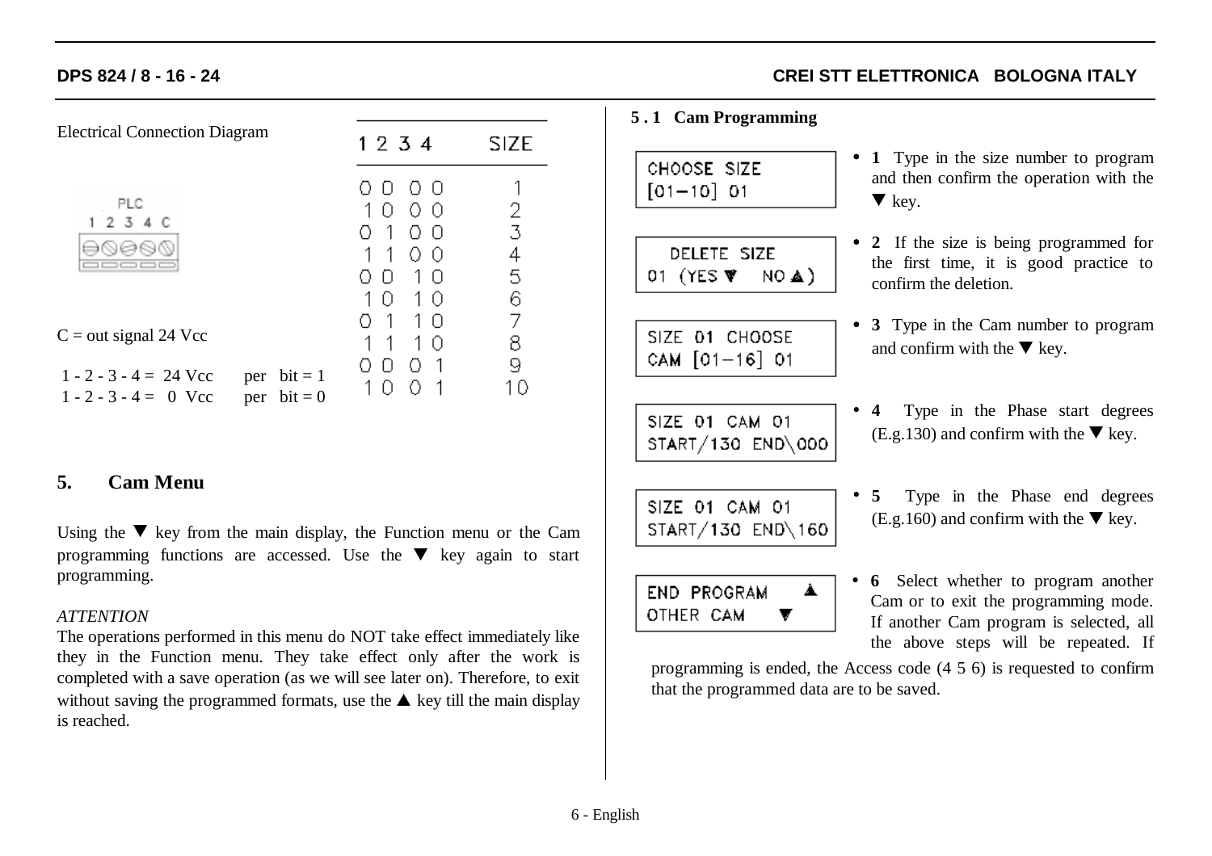Electrical Connection Diagram

PLC
1 2 3 4 C

C = out signal 24 Vcc

1 - 2 - 3 - 4 = 24 Vcc per bit = 1
1 - 2 - 3 - 4 = 0 Vcc per bit = 0

| 1 | 2 | 3 | 4 | SIZE |
|---|---|---|---|---|
| 0 | 0 | 0 | 0 | 1 |
| 1 | 0 | 0 | 0 | 2 |
| 0 | 1 | 0 | 0 | 3 |
| 1 | 1 | 0 | 0 | 4 |
| 0 | 0 | 1 | 0 | 5 |
| 1 | 0 | 1 | 0 | 6 |
| 0 | 1 | 1 | 0 | 7 |
| 1 | 1 | 1 | 0 | 8 |
| 0 | 0 | 0 | 1 | 9 |
| 1 | 0 | 0 | 1 | 10 |

## 5. Cam Menu

Using the ▼ key from the main display, the Function menu or the Cam programming functions are accessed. Use the ▼ key again to start programming.

*ATTENTION*
The operations performed in this menu do NOT take effect immediately like they in the Function menu. They take effect only after the work is completed with a save operation (as we will see later on). Therefore, to exit without saving the programmed formats, use the ▲ key till the main display is reached.

### 5.1 Cam Programming

```
CHOOSE SIZE
[01-10] 01
```

- **1** Type in the size number to program and then confirm the operation with the ▼ key.

```
DELETE SIZE
01 (YES ▼  NO ▲)
```

- **2** If the size is being programmed for the first time, it is good practice to confirm the deletion.

```
SIZE 01 CHOOSE
CAM [01-16] 01
```

- **3** Type in the Cam number to program and confirm with the ▼ key.

```
SIZE 01 CAM 01
START/130 END\000
```

- **4** Type in the Phase start degrees (E.g.130) and confirm with the ▼ key.

```
SIZE 01 CAM 01
START/130 END\160
```

- **5** Type in the Phase end degrees (E.g.160) and confirm with the ▼ key.

```
END PROGRAM    ▲
OTHER CAM      ▼
```

- **6** Select whether to program another Cam or to exit the programming mode. If another Cam program is selected, all the above steps will be repeated. If programming is ended, the Access code (4 5 6) is requested to confirm that the programmed data are to be saved.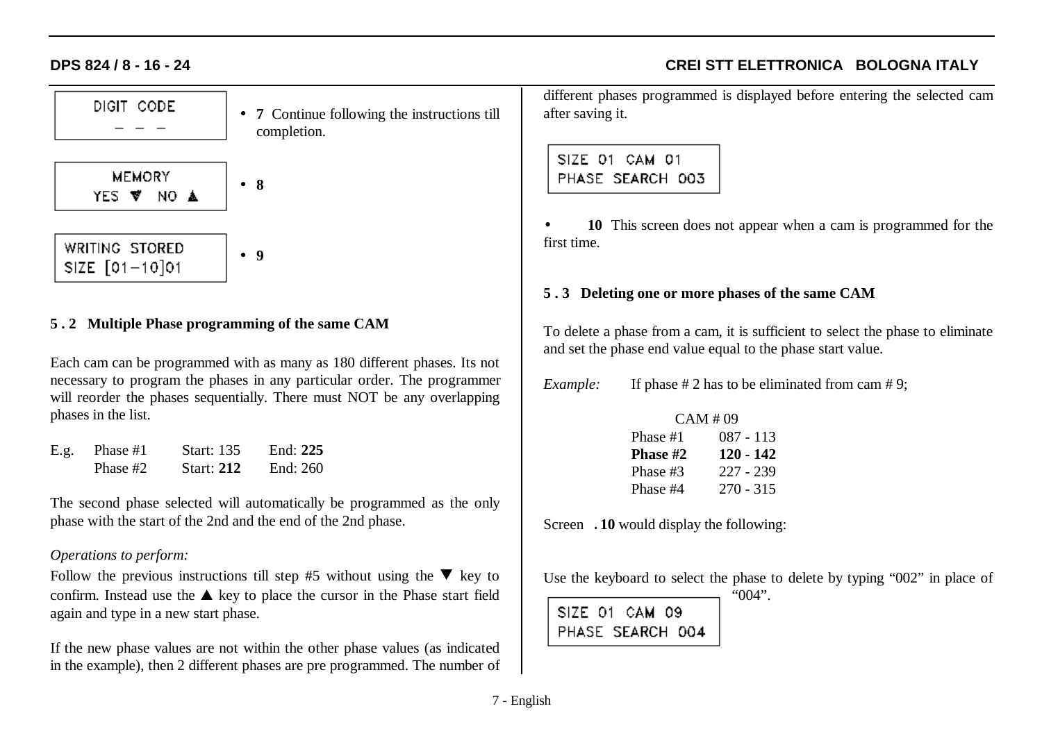```
DIGIT CODE
  _ _ _
```

- **7** Continue following the instructions till completion.

```
MEMORY
YES ▼  NO ▲
```

- **8**

```
WRITING STORED
SIZE [01-10]01
```

- **9**

### 5 . 2 Multiple Phase programming of the same CAM

Each cam can be programmed with as many as 180 different phases. Its not necessary to program the phases in any particular order. The programmer will reorder the phases sequentially. There must NOT be any overlapping phases in the list.

| E.g. | Phase #1 | Start: 135 | End: **225** |
|---|---|---|---|
| | Phase #2 | Start: **212** | End: 260 |

The second phase selected will automatically be programmed as the only phase with the start of the 2nd and the end of the 2nd phase.

*Operations to perform:*

Follow the previous instructions till step #5 without using the ▼ key to confirm. Instead use the ▲ key to place the cursor in the Phase start field again and type in a new start phase.

If the new phase values are not within the other phase values (as indicated in the example), then 2 different phases are pre programmed. The number of different phases programmed is displayed before entering the selected cam after saving it.

```
SIZE 01 CAM 01
PHASE SEARCH 003
```

- **10** This screen does not appear when a cam is programmed for the first time.

### 5 . 3 Deleting one or more phases of the same CAM

To delete a phase from a cam, it is sufficient to select the phase to eliminate and set the phase end value equal to the phase start value.

*Example:* If phase # 2 has to be eliminated from cam # 9;

| CAM # 09 | |
|---|---|
| Phase #1 | 087 - 113 |
| **Phase #2** | **120 - 142** |
| Phase #3 | 227 - 239 |
| Phase #4 | 270 - 315 |

Screen **. 10** would display the following:

```
SIZE 01 CAM 09
PHASE SEARCH 004
```

Use the keyboard to select the phase to delete by typing "002" in place of "004".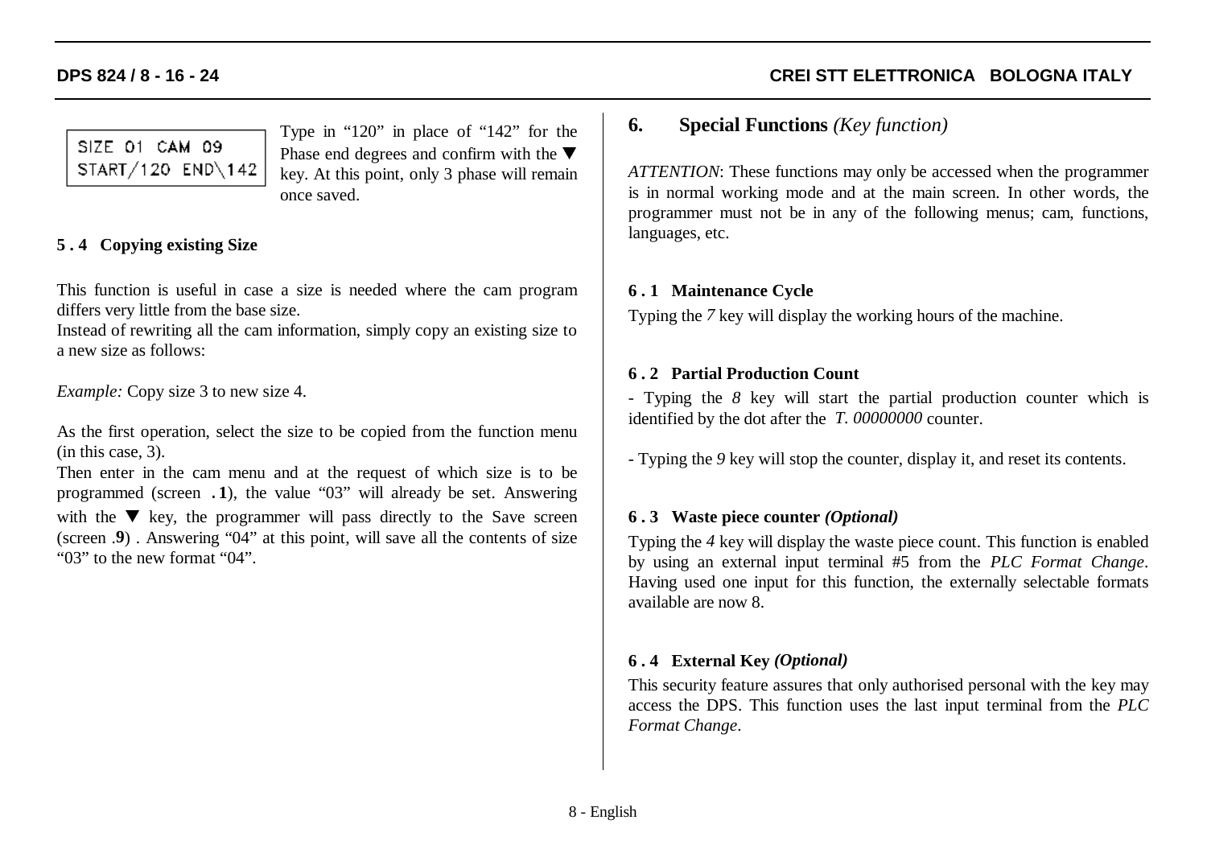```
SIZE 01 CAM 09
START/120 END\142
```

Type in “120” in place of “142” for the Phase end degrees and confirm with the ▼ key. At this point, only 3 phase will remain once saved.

### 5 . 4 Copying existing Size

This function is useful in case a size is needed where the cam program differs very little from the base size.
Instead of rewriting all the cam information, simply copy an existing size to a new size as follows:

*Example:* Copy size 3 to new size 4.

As the first operation, select the size to be copied from the function menu (in this case, 3).
Then enter in the cam menu and at the request of which size is to be programmed (screen **. 1**), the value “03” will already be set. Answering with the ▼ key, the programmer will pass directly to the Save screen (screen .**9**) . Answering “04” at this point, will save all the contents of size “03” to the new format “04”.

## 6. Special Functions *(Key function)*

*ATTENTION*: These functions may only be accessed when the programmer is in normal working mode and at the main screen. In other words, the programmer must not be in any of the following menus; cam, functions, languages, etc.

### 6 . 1 Maintenance Cycle

Typing the *7* key will display the working hours of the machine.

### 6 . 2 Partial Production Count

- Typing the *8* key will start the partial production counter which is identified by the dot after the *T. 00000000* counter.

- Typing the *9* key will stop the counter, display it, and reset its contents.

### 6 . 3 Waste piece counter *(Optional)*

Typing the *4* key will display the waste piece count. This function is enabled by using an external input terminal #5 from the *PLC Format Change*. Having used one input for this function, the externally selectable formats available are now 8.

### 6 . 4 External Key *(Optional)*

This security feature assures that only authorised personal with the key may access the DPS. This function uses the last input terminal from the *PLC Format Change*.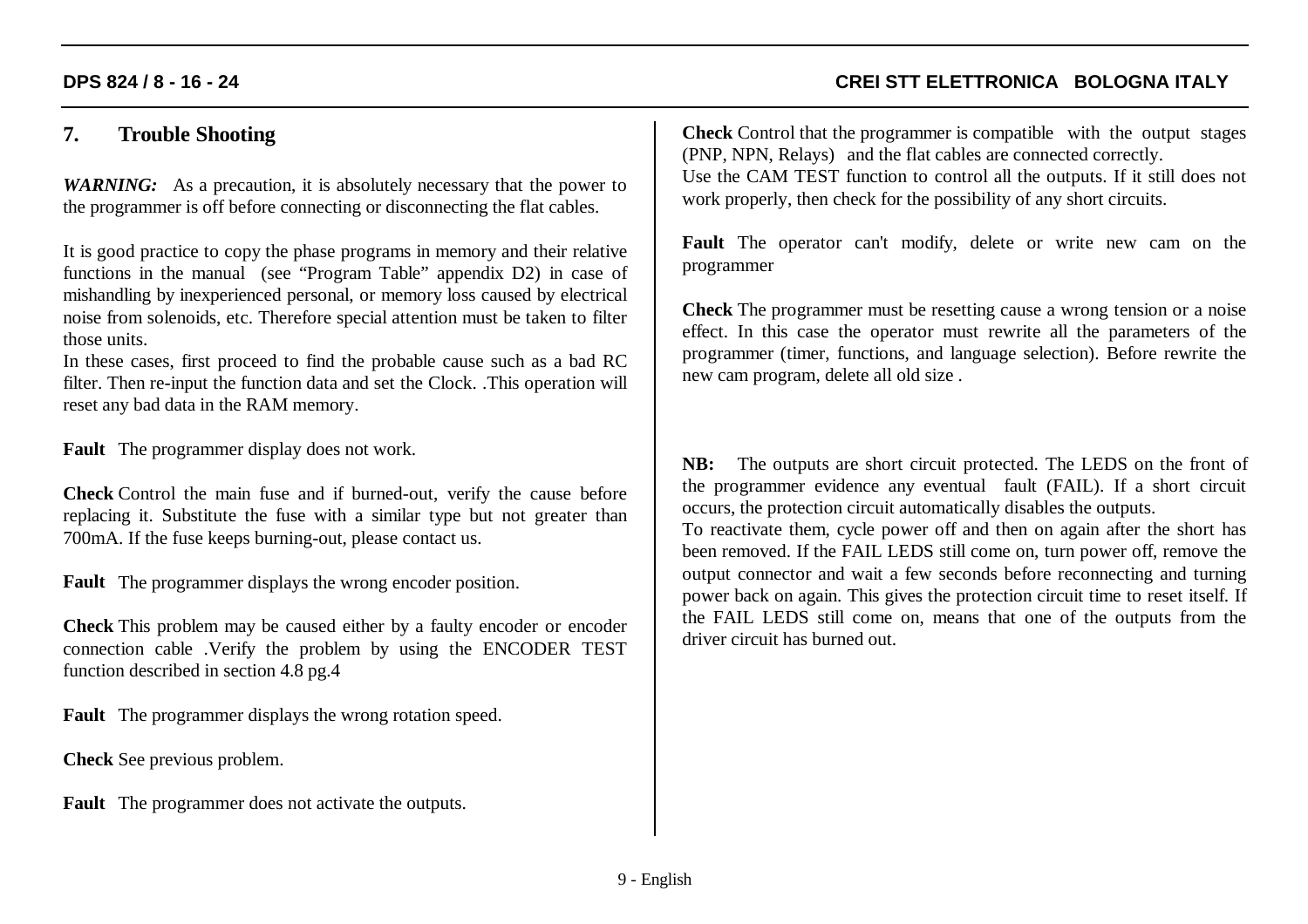## 7. Trouble Shooting

***WARNING:*** As a precaution, it is absolutely necessary that the power to the programmer is off before connecting or disconnecting the flat cables.

It is good practice to copy the phase programs in memory and their relative functions in the manual (see "Program Table" appendix D2) in case of mishandling by inexperienced personal, or memory loss caused by electrical noise from solenoids, etc. Therefore special attention must be taken to filter those units.

In these cases, first proceed to find the probable cause such as a bad RC filter. Then re-input the function data and set the Clock. .This operation will reset any bad data in the RAM memory.

**Fault** The programmer display does not work.

**Check** Control the main fuse and if burned-out, verify the cause before replacing it. Substitute the fuse with a similar type but not greater than 700mA. If the fuse keeps burning-out, please contact us.

**Fault** The programmer displays the wrong encoder position.

**Check** This problem may be caused either by a faulty encoder or encoder connection cable .Verify the problem by using the ENCODER TEST function described in section 4.8 pg.4

**Fault** The programmer displays the wrong rotation speed.

**Check** See previous problem.

**Fault** The programmer does not activate the outputs.

**Check** Control that the programmer is compatible with the output stages (PNP, NPN, Relays) and the flat cables are connected correctly.

Use the CAM TEST function to control all the outputs. If it still does not work properly, then check for the possibility of any short circuits.

**Fault** The operator can't modify, delete or write new cam on the programmer

**Check** The programmer must be resetting cause a wrong tension or a noise effect. In this case the operator must rewrite all the parameters of the programmer (timer, functions, and language selection). Before rewrite the new cam program, delete all old size .

**NB:** The outputs are short circuit protected. The LEDS on the front of the programmer evidence any eventual fault (FAIL). If a short circuit occurs, the protection circuit automatically disables the outputs.

To reactivate them, cycle power off and then on again after the short has been removed. If the FAIL LEDS still come on, turn power off, remove the output connector and wait a few seconds before reconnecting and turning power back on again. This gives the protection circuit time to reset itself. If the FAIL LEDS still come on, means that one of the outputs from the driver circuit has burned out.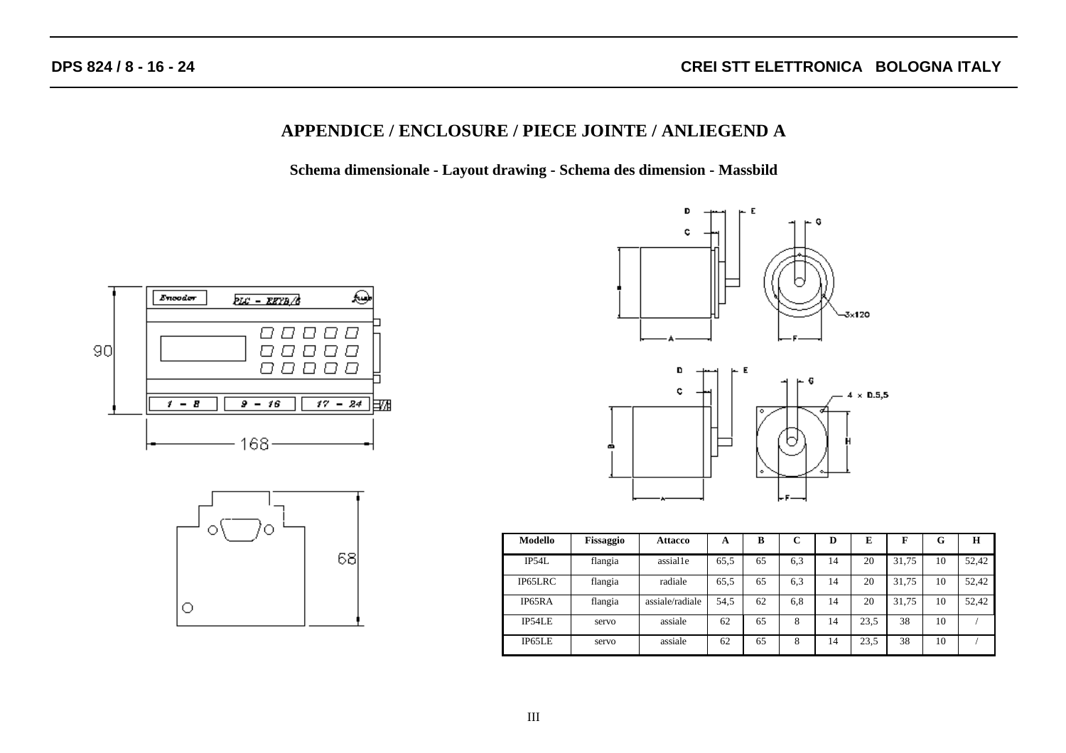# APPENDICE / ENCLOSURE / PIECE JOINTE / ANLIEGEND A

### Schema dimensionale - Layout drawing - Schema des dimension - Massbild

| Modello | Fissaggio | Attacco | A | B | C | D | E | F | G | H |
|---|---|---|---|---|---|---|---|---|---|---|
| IP54L | flangia | assial1e | 65,5 | 65 | 6,3 | 14 | 20 | 31,75 | 10 | 52,42 |
| IP65LRC | flangia | radiale | 65,5 | 65 | 6,3 | 14 | 20 | 31,75 | 10 | 52,42 |
| IP65RA | flangia | assiale/radiale | 54,5 | 62 | 6,8 | 14 | 20 | 31,75 | 10 | 52,42 |
| IP54LE | servo | assiale | 62 | 65 | 8 | 14 | 23,5 | 38 | 10 | / |
| IP65LE | servo | assiale | 62 | 65 | 8 | 14 | 23,5 | 38 | 10 | / |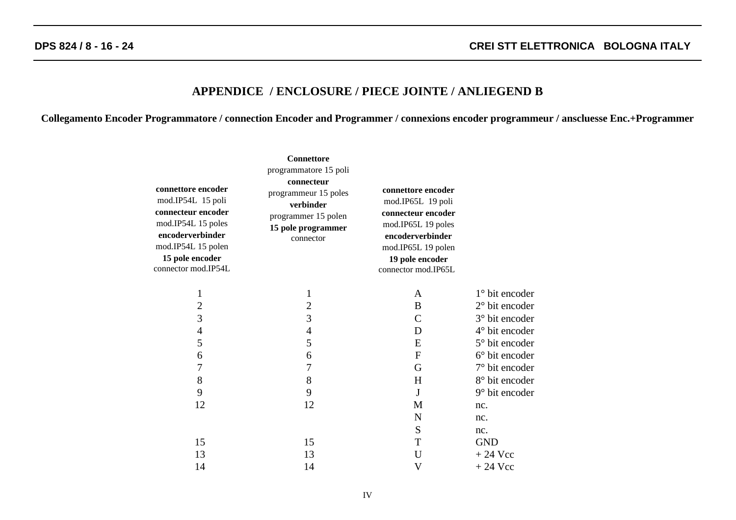## APPENDICE / ENCLOSURE / PIECE JOINTE / ANLIEGEND B

**Collegamento Encoder Programmatore / connection Encoder and Programmer / connexions encoder programmeur / anscluesse Enc.+Programmer**

| **connettore encoder** mod.IP54L 15 poli **connecteur encoder** mod.IP54L 15 poles **encoderverbinder** mod.IP54L 15 polen **15 pole encoder** connector mod.IP54L | **Connettore** programmatore 15 poli **connecteur** programmeur 15 poles **verbinder** programmer 15 polen **15 pole programmer** connector | **connettore encoder** mod.IP65L 19 poli **connecteur encoder** mod.IP65L 19 poles **encoderverbinder** mod.IP65L 19 polen **19 pole encoder** connector mod.IP65L | |
|---|---|---|---|
| 1 | 1 | A | 1° bit encoder |
| 2 | 2 | B | 2° bit encoder |
| 3 | 3 | C | 3° bit encoder |
| 4 | 4 | D | 4° bit encoder |
| 5 | 5 | E | 5° bit encoder |
| 6 | 6 | F | 6° bit encoder |
| 7 | 7 | G | 7° bit encoder |
| 8 | 8 | H | 8° bit encoder |
| 9 | 9 | J | 9° bit encoder |
| 12 | 12 | M | nc. |
| | | N | nc. |
| | | S | nc. |
| 15 | 15 | T | GND |
| 13 | 13 | U | + 24 Vcc |
| 14 | 14 | V | + 24 Vcc |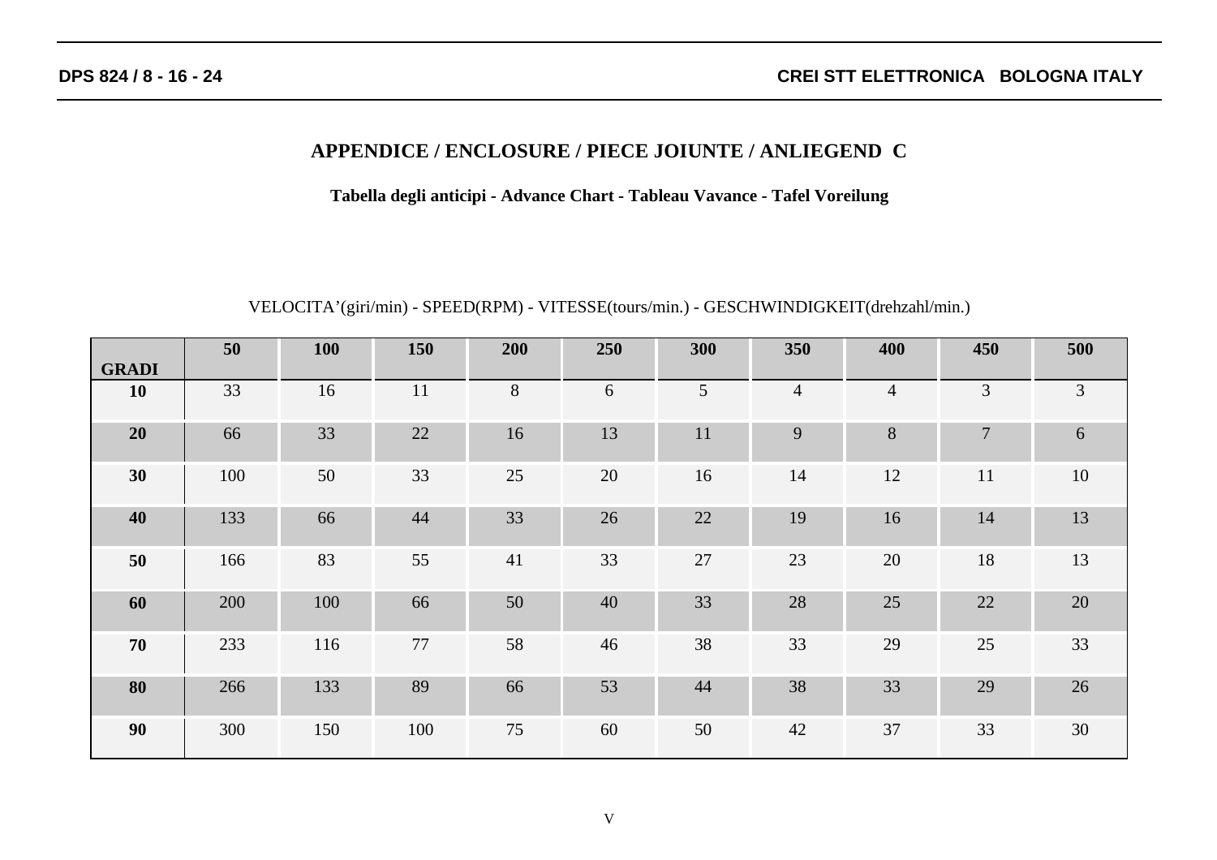## APPENDICE / ENCLOSURE / PIECE JOIUNTE / ANLIEGEND C

**Tabella degli anticipi - Advance Chart - Tableau Vavance - Tafel Voreilung**

VELOCITA’(giri/min) - SPEED(RPM) - VITESSE(tours/min.) - GESCHWINDIGKEIT(drehzahl/min.)

| GRADI | 50 | 100 | 150 | 200 | 250 | 300 | 350 | 400 | 450 | 500 |
|---|---|---|---|---|---|---|---|---|---|---|
| **10** | 33 | 16 | 11 | 8 | 6 | 5 | 4 | 4 | 3 | 3 |
| **20** | 66 | 33 | 22 | 16 | 13 | 11 | 9 | 8 | 7 | 6 |
| **30** | 100 | 50 | 33 | 25 | 20 | 16 | 14 | 12 | 11 | 10 |
| **40** | 133 | 66 | 44 | 33 | 26 | 22 | 19 | 16 | 14 | 13 |
| **50** | 166 | 83 | 55 | 41 | 33 | 27 | 23 | 20 | 18 | 13 |
| **60** | 200 | 100 | 66 | 50 | 40 | 33 | 28 | 25 | 22 | 20 |
| **70** | 233 | 116 | 77 | 58 | 46 | 38 | 33 | 29 | 25 | 33 |
| **80** | 266 | 133 | 89 | 66 | 53 | 44 | 38 | 33 | 29 | 26 |
| **90** | 300 | 150 | 100 | 75 | 60 | 50 | 42 | 37 | 33 | 30 |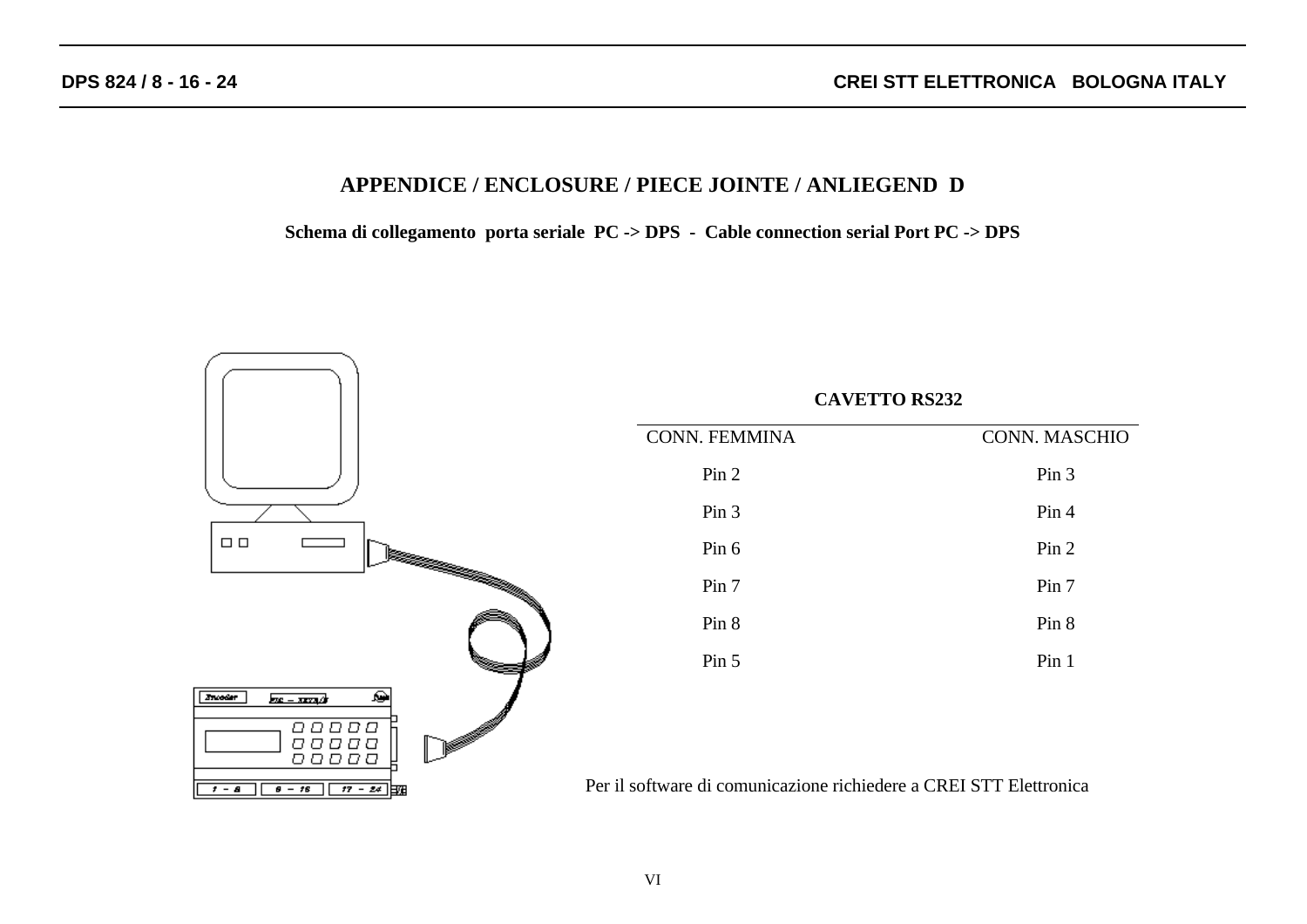## APPENDICE / ENCLOSURE / PIECE JOINTE / ANLIEGEND D

**Schema di collegamento porta seriale PC -> DPS - Cable connection serial Port PC -> DPS**

**CAVETTO RS232**

| CONN. FEMMINA | CONN. MASCHIO |
|---|---|
| Pin 2 | Pin 3 |
| Pin 3 | Pin 4 |
| Pin 6 | Pin 2 |
| Pin 7 | Pin 7 |
| Pin 8 | Pin 8 |
| Pin 5 | Pin 1 |

Per il software di comunicazione richiedere a CREI STT Elettronica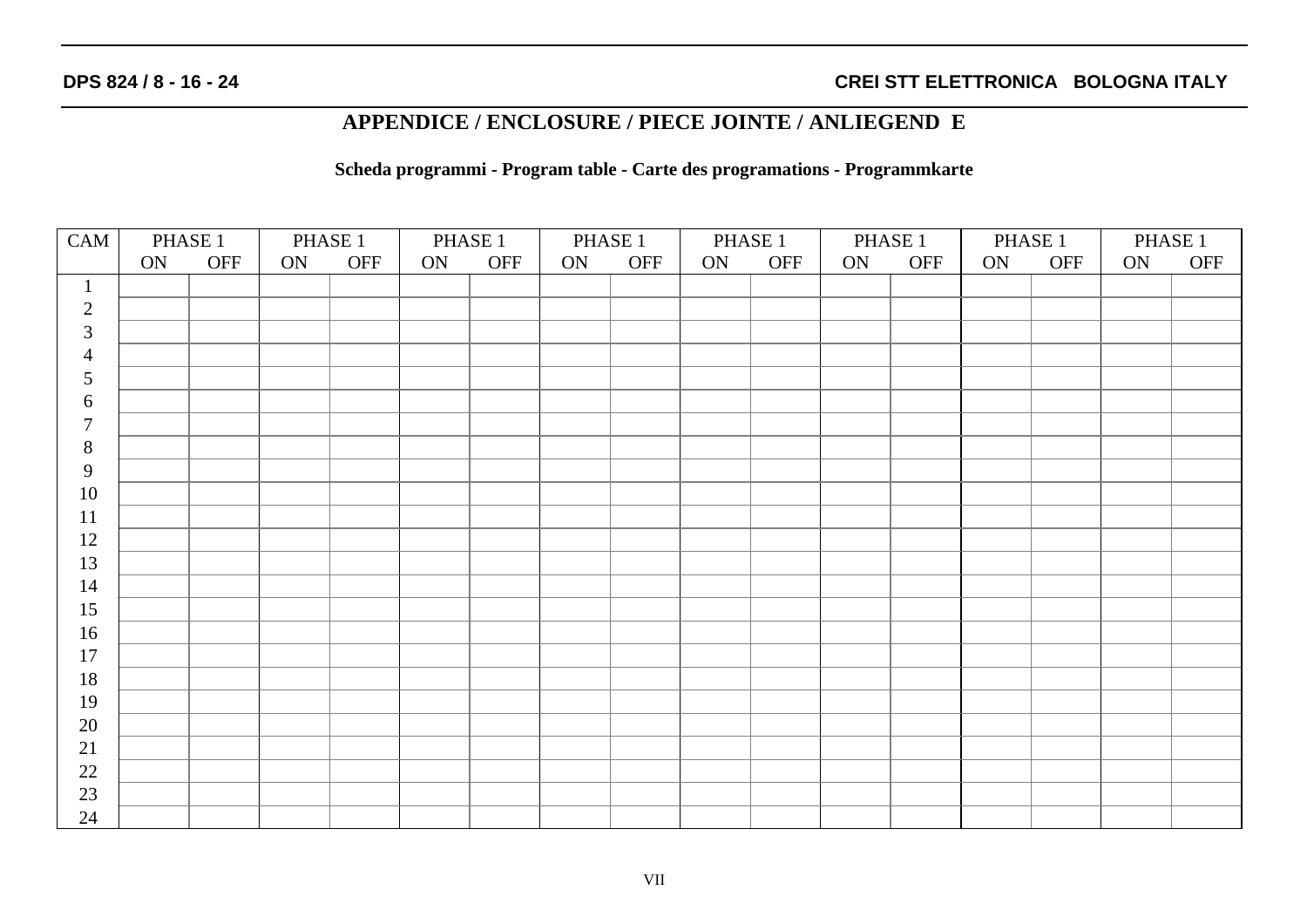# APPENDICE / ENCLOSURE / PIECE JOINTE / ANLIEGEND E

**Scheda programmi - Program table - Carte des programations - Programmkarte**

| CAM | PHASE 1 | | PHASE 1 | | PHASE 1 | | PHASE 1 | | PHASE 1 | | PHASE 1 | | PHASE 1 | | PHASE 1 | |
|---|---|---|---|---|---|---|---|---|---|---|---|---|---|---|---|---|
| | ON | OFF | ON | OFF | ON | OFF | ON | OFF | ON | OFF | ON | OFF | ON | OFF | ON | OFF |
| 1 | | | | | | | | | | | | | | | | |
| 2 | | | | | | | | | | | | | | | | |
| 3 | | | | | | | | | | | | | | | | |
| 4 | | | | | | | | | | | | | | | | |
| 5 | | | | | | | | | | | | | | | | |
| 6 | | | | | | | | | | | | | | | | |
| 7 | | | | | | | | | | | | | | | | |
| 8 | | | | | | | | | | | | | | | | |
| 9 | | | | | | | | | | | | | | | | |
| 10 | | | | | | | | | | | | | | | | |
| 11 | | | | | | | | | | | | | | | | |
| 12 | | | | | | | | | | | | | | | | |
| 13 | | | | | | | | | | | | | | | | |
| 14 | | | | | | | | | | | | | | | | |
| 15 | | | | | | | | | | | | | | | | |
| 16 | | | | | | | | | | | | | | | | |
| 17 | | | | | | | | | | | | | | | | |
| 18 | | | | | | | | | | | | | | | | |
| 19 | | | | | | | | | | | | | | | | |
| 20 | | | | | | | | | | | | | | | | |
| 21 | | | | | | | | | | | | | | | | |
| 22 | | | | | | | | | | | | | | | | |
| 23 | | | | | | | | | | | | | | | | |
| 24 | | | | | | | | | | | | | | | | |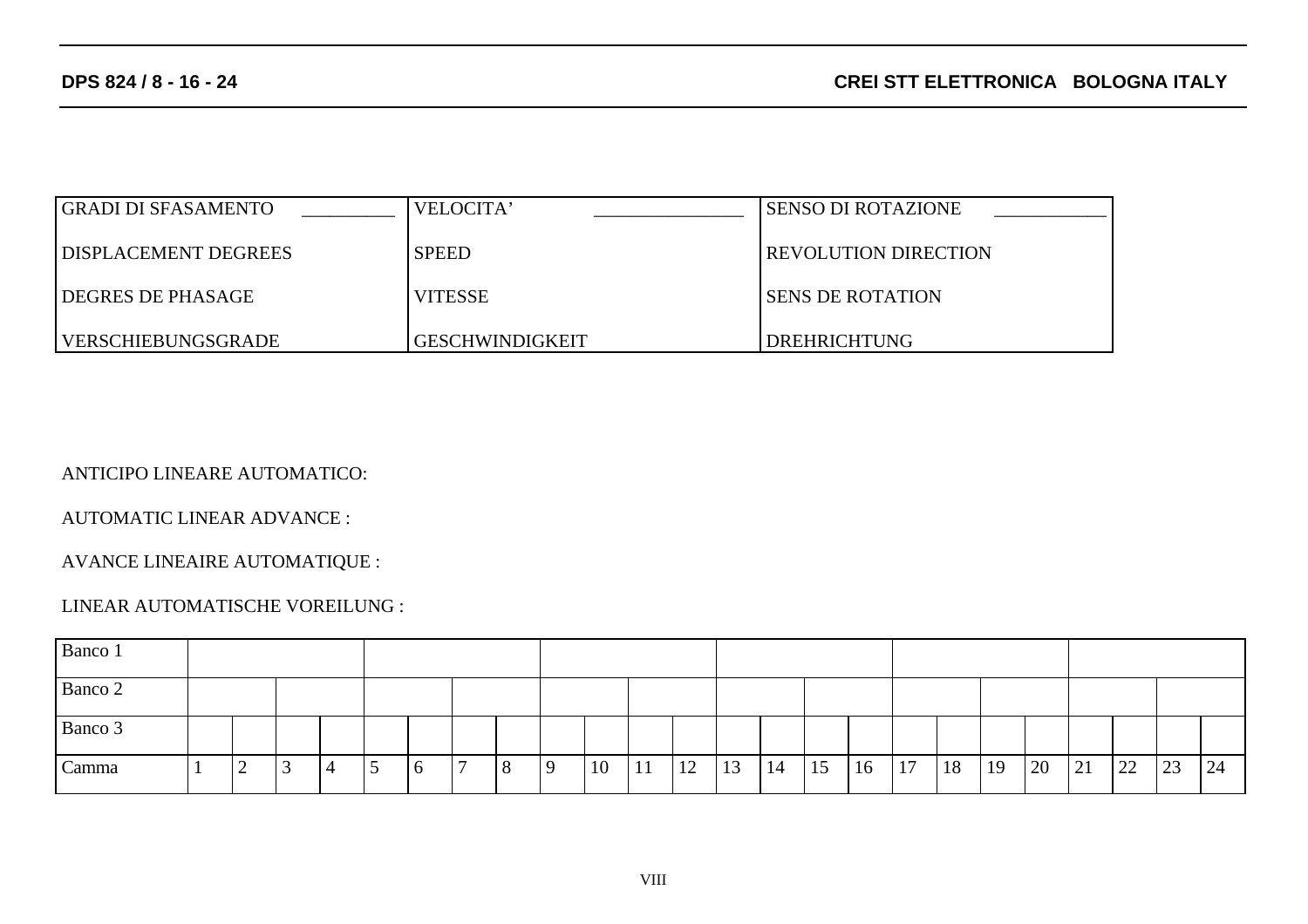| GRADI DI SFASAMENTO __________ | VELOCITA' ________________ | SENSO DI ROTAZIONE ____________ |
| --- | --- | --- |
| DISPLACEMENT DEGREES | SPEED | REVOLUTION DIRECTION |
| DEGRES DE PHASAGE | VITESSE | SENS DE ROTATION |
| VERSCHIEBUNGSGRADE | GESCHWINDIGKEIT | DREHRICHTUNG |

ANTICIPO LINEARE AUTOMATICO:

AUTOMATIC LINEAR ADVANCE :

AVANCE LINEAIRE AUTOMATIQUE :

LINEAR AUTOMATISCHE VOREILUNG :

| Banco 1 | | | | | | | | | | | | | | | | | | | | | | | | |
| --- | --- | --- | --- | --- | --- | --- | --- | --- | --- | --- | --- | --- | --- | --- | --- | --- | --- | --- | --- | --- | --- | --- | --- | --- |
| Banco 2 | | | | | | | | | | | | | | | | | | | | | | | | |
| Banco 3 | | | | | | | | | | | | | | | | | | | | | | | | |
| Camma | 1 | 2 | 3 | 4 | 5 | 6 | 7 | 8 | 9 | 10 | 11 | 12 | 13 | 14 | 15 | 16 | 17 | 18 | 19 | 20 | 21 | 22 | 23 | 24 |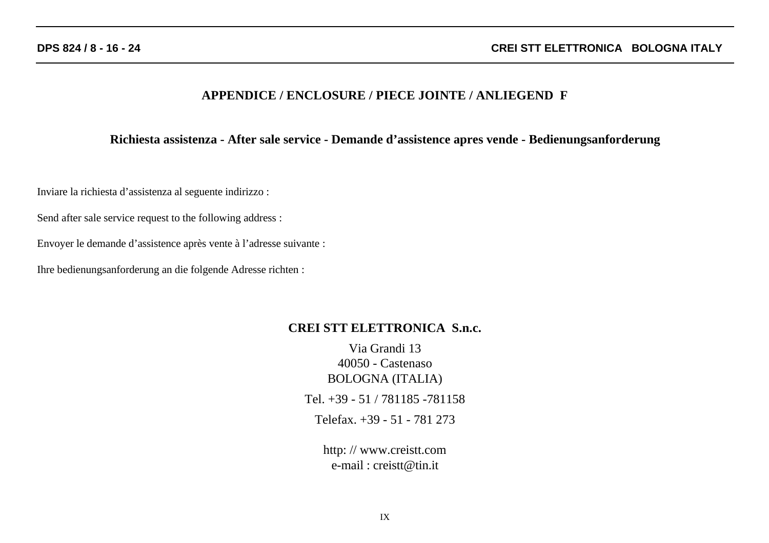# APPENDICE / ENCLOSURE / PIECE JOINTE / ANLIEGEND F

## Richiesta assistenza - After sale service - Demande d'assistence apres vende - Bedienungsanforderung

Inviare la richiesta d'assistenza al seguente indirizzo :

Send after sale service request to the following address :

Envoyer le demande d'assistence après vente à l'adresse suivante :

Ihre bedienungsanforderung an die folgende Adresse richten :

**CREI STT ELETTRONICA S.n.c.**

Via Grandi 13
40050 - Castenaso
BOLOGNA (ITALIA)

Tel. +39 - 51 / 781185 -781158

Telefax. +39 - 51 - 781 273

http: // www.creistt.com
e-mail : creistt@tin.it